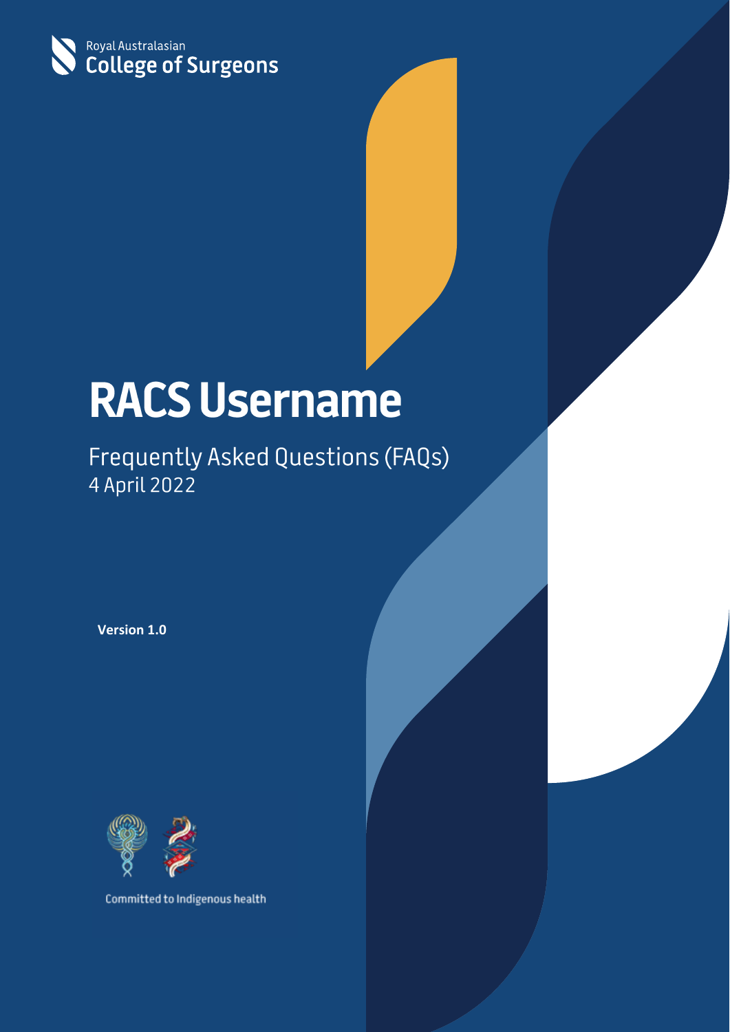Royal Australasian
College of Surgeons

# RACS Username

## Frequently Asked Questions (FAQs)

4 April 2022

**Version 1.0**

Committed to Indigenous health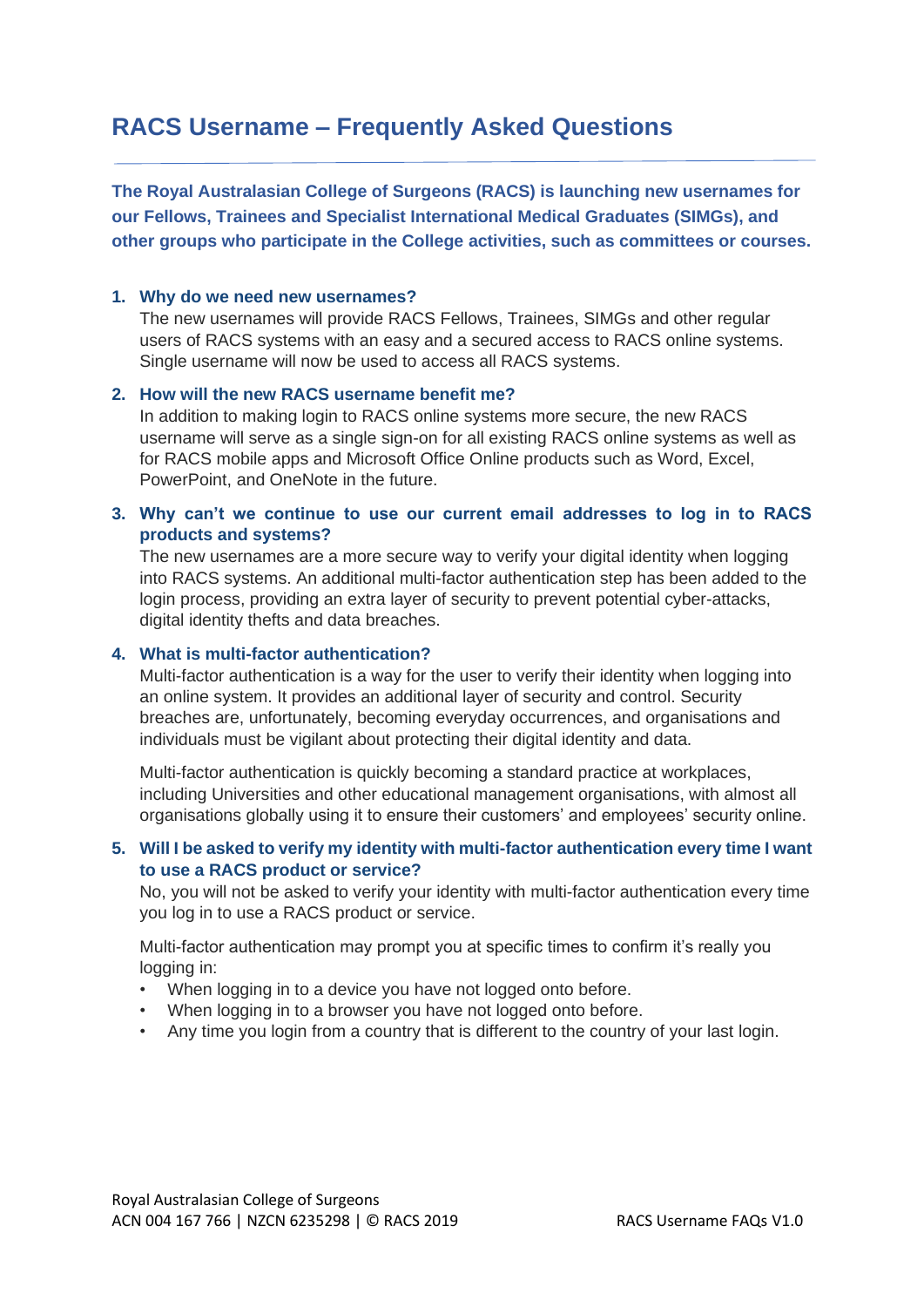# RACS Username – Frequently Asked Questions

**The Royal Australasian College of Surgeons (RACS) is launching new usernames for our Fellows, Trainees and Specialist International Medical Graduates (SIMGs), and other groups who participate in the College activities, such as committees or courses.**

1. **Why do we need new usernames?**
   The new usernames will provide RACS Fellows, Trainees, SIMGs and other regular users of RACS systems with an easy and a secured access to RACS online systems. Single username will now be used to access all RACS systems.

2. **How will the new RACS username benefit me?**
   In addition to making login to RACS online systems more secure, the new RACS username will serve as a single sign-on for all existing RACS online systems as well as for RACS mobile apps and Microsoft Office Online products such as Word, Excel, PowerPoint, and OneNote in the future.

3. **Why can't we continue to use our current email addresses to log in to RACS products and systems?**
   The new usernames are a more secure way to verify your digital identity when logging into RACS systems. An additional multi-factor authentication step has been added to the login process, providing an extra layer of security to prevent potential cyber-attacks, digital identity thefts and data breaches.

4. **What is multi-factor authentication?**
   Multi-factor authentication is a way for the user to verify their identity when logging into an online system. It provides an additional layer of security and control. Security breaches are, unfortunately, becoming everyday occurrences, and organisations and individuals must be vigilant about protecting their digital identity and data.

   Multi-factor authentication is quickly becoming a standard practice at workplaces, including Universities and other educational management organisations, with almost all organisations globally using it to ensure their customers' and employees' security online.

5. **Will I be asked to verify my identity with multi-factor authentication every time I want to use a RACS product or service?**
   No, you will not be asked to verify your identity with multi-factor authentication every time you log in to use a RACS product or service.

   Multi-factor authentication may prompt you at specific times to confirm it's really you logging in:

   - When logging in to a device you have not logged onto before.
   - When logging in to a browser you have not logged onto before.
   - Any time you login from a country that is different to the country of your last login.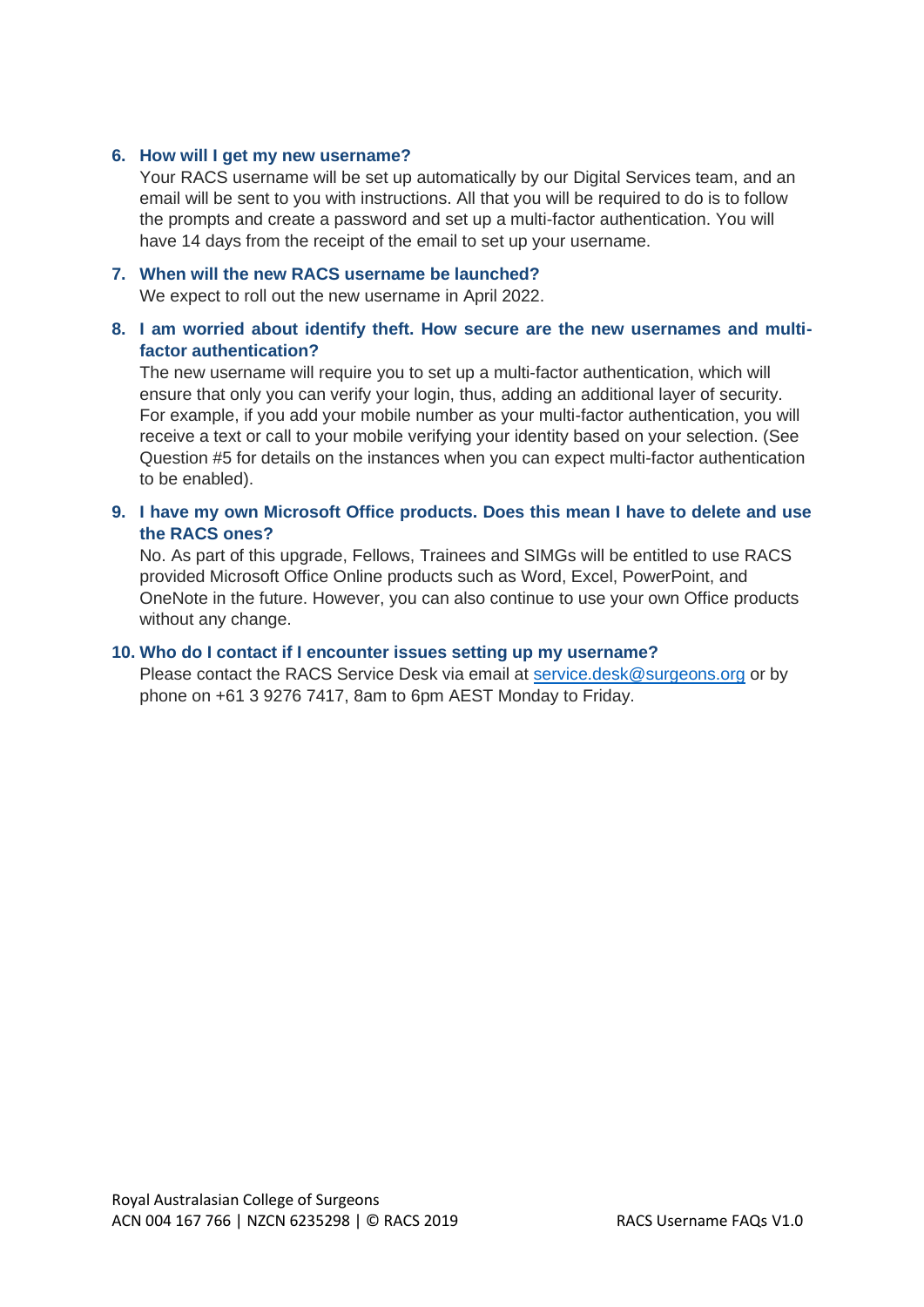6. **How will I get my new username?**

   Your RACS username will be set up automatically by our Digital Services team, and an email will be sent to you with instructions. All that you will be required to do is to follow the prompts and create a password and set up a multi-factor authentication. You will have 14 days from the receipt of the email to set up your username.

7. **When will the new RACS username be launched?**

   We expect to roll out the new username in April 2022.

8. **I am worried about identify theft. How secure are the new usernames and multi-factor authentication?**

   The new username will require you to set up a multi-factor authentication, which will ensure that only you can verify your login, thus, adding an additional layer of security. For example, if you add your mobile number as your multi-factor authentication, you will receive a text or call to your mobile verifying your identity based on your selection. (See Question #5 for details on the instances when you can expect multi-factor authentication to be enabled).

9. **I have my own Microsoft Office products. Does this mean I have to delete and use the RACS ones?**

   No. As part of this upgrade, Fellows, Trainees and SIMGs will be entitled to use RACS provided Microsoft Office Online products such as Word, Excel, PowerPoint, and OneNote in the future. However, you can also continue to use your own Office products without any change.

10. **Who do I contact if I encounter issues setting up my username?**

    Please contact the RACS Service Desk via email at service.desk@surgeons.org or by phone on +61 3 9276 7417, 8am to 6pm AEST Monday to Friday.